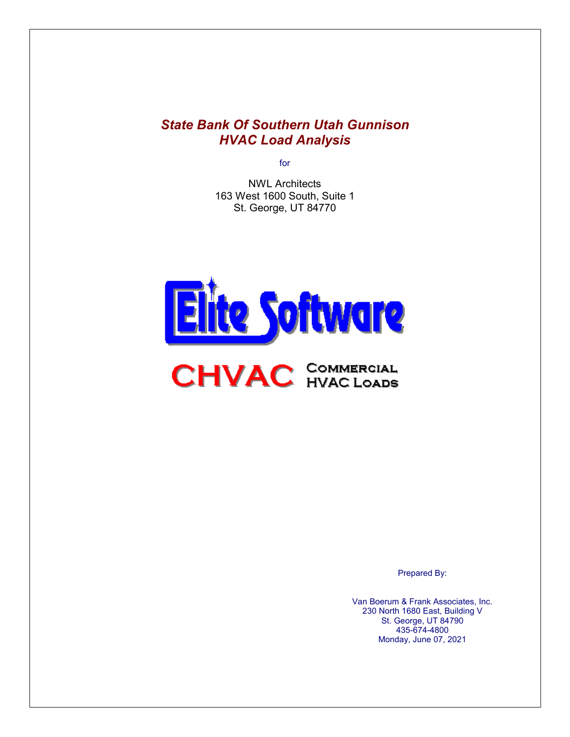# *State Bank Of Southern Utah Gunnison HVAC Load Analysis*

for

NWL Architects
163 West 1600 South, Suite 1
St. George, UT 84770

Elite Software

CHVAC Commercial HVAC Loads

Prepared By:

Van Boerum & Frank Associates, Inc.
230 North 1680 East, Building V
St. George, UT 84790
435-674-4800
Monday, June 07, 2021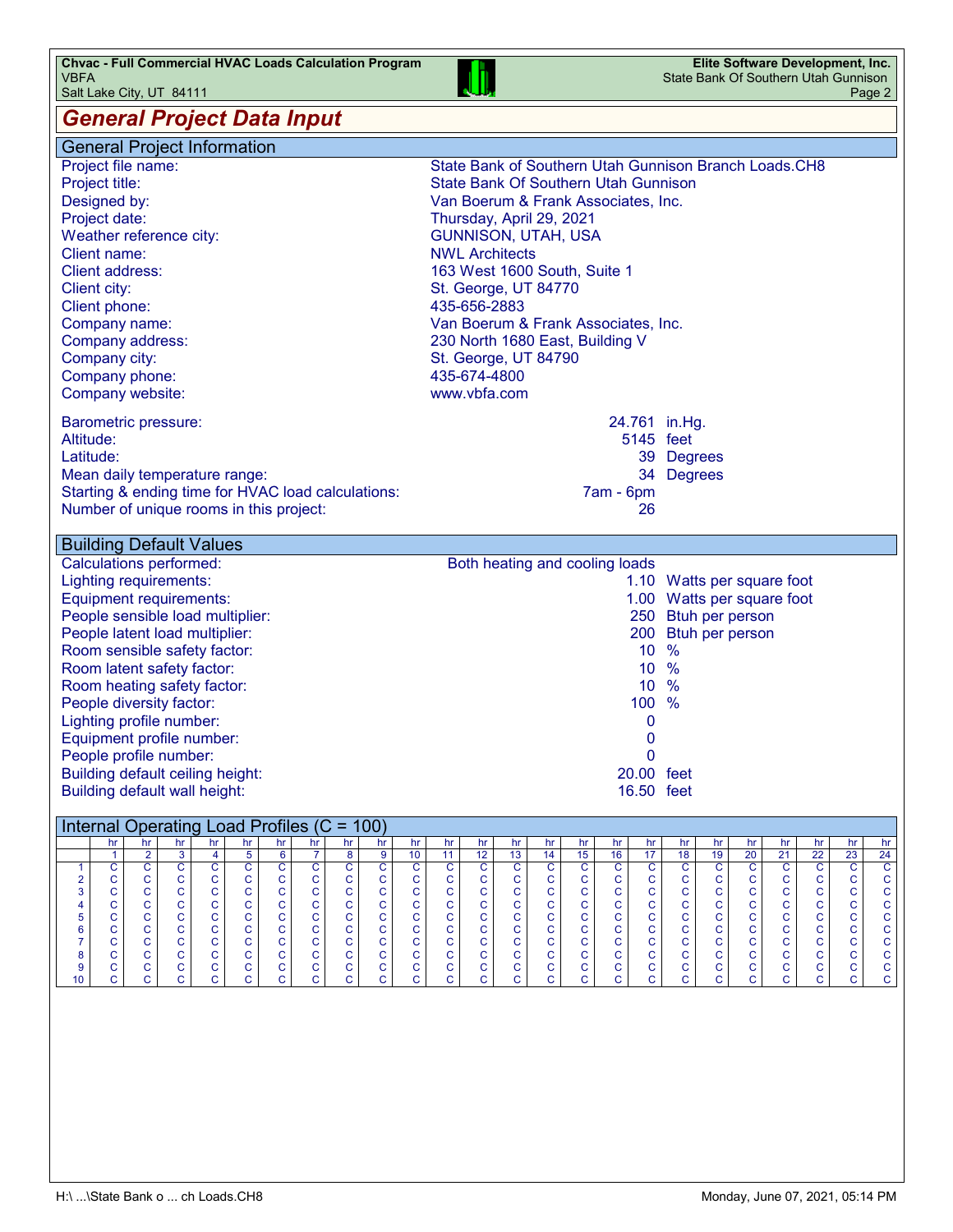# General Project Data Input

## General Project Information

| | |
|---|---|
| Project file name: | State Bank of Southern Utah Gunnison Branch Loads.CH8 |
| Project title: | State Bank Of Southern Utah Gunnison |
| Designed by: | Van Boerum & Frank Associates, Inc. |
| Project date: | Thursday, April 29, 2021 |
| Weather reference city: | GUNNISON, UTAH, USA |
| Client name: | NWL Architects |
| Client address: | 163 West 1600 South, Suite 1 |
| Client city: | St. George, UT 84770 |
| Client phone: | 435-656-2883 |
| Company name: | Van Boerum & Frank Associates, Inc. |
| Company address: | 230 North 1680 East, Building V |
| Company city: | St. George, UT 84790 |
| Company phone: | 435-674-4800 |
| Company website: | www.vbfa.com |

| | | |
|---|---|---|
| Barometric pressure: | 24.761 | in.Hg. |
| Altitude: | 5145 | feet |
| Latitude: | 39 | Degrees |
| Mean daily temperature range: | 34 | Degrees |
| Starting & ending time for HVAC load calculations: | 7am - 6pm | |
| Number of unique rooms in this project: | 26 | |

## Building Default Values

| | | |
|---|---|---|
| Calculations performed: | Both heating and cooling loads | |
| Lighting requirements: | 1.10 | Watts per square foot |
| Equipment requirements: | 1.00 | Watts per square foot |
| People sensible load multiplier: | 250 | Btuh per person |
| People latent load multiplier: | 200 | Btuh per person |
| Room sensible safety factor: | 10 | % |
| Room latent safety factor: | 10 | % |
| Room heating safety factor: | 10 | % |
| People diversity factor: | 100 | % |
| Lighting profile number: | 0 | |
| Equipment profile number: | 0 | |
| People profile number: | 0 | |
| Building default ceiling height: | 20.00 | feet |
| Building default wall height: | 16.50 | feet |

## Internal Operating Load Profiles (C = 100)

| | hr 1 | hr 2 | hr 3 | hr 4 | hr 5 | hr 6 | hr 7 | hr 8 | hr 9 | hr 10 | hr 11 | hr 12 | hr 13 | hr 14 | hr 15 | hr 16 | hr 17 | hr 18 | hr 19 | hr 20 | hr 21 | hr 22 | hr 23 | hr 24 |
|---|---|---|---|---|---|---|---|---|---|---|---|---|---|---|---|---|---|---|---|---|---|---|---|---|
| 1 | C | C | C | C | C | C | C | C | C | C | C | C | C | C | C | C | C | C | C | C | C | C | C | C |
| 2 | C | C | C | C | C | C | C | C | C | C | C | C | C | C | C | C | C | C | C | C | C | C | C | C |
| 3 | C | C | C | C | C | C | C | C | C | C | C | C | C | C | C | C | C | C | C | C | C | C | C | C |
| 4 | C | C | C | C | C | C | C | C | C | C | C | C | C | C | C | C | C | C | C | C | C | C | C | C |
| 5 | C | C | C | C | C | C | C | C | C | C | C | C | C | C | C | C | C | C | C | C | C | C | C | C |
| 6 | C | C | C | C | C | C | C | C | C | C | C | C | C | C | C | C | C | C | C | C | C | C | C | C |
| 7 | C | C | C | C | C | C | C | C | C | C | C | C | C | C | C | C | C | C | C | C | C | C | C | C |
| 8 | C | C | C | C | C | C | C | C | C | C | C | C | C | C | C | C | C | C | C | C | C | C | C | C |
| 9 | C | C | C | C | C | C | C | C | C | C | C | C | C | C | C | C | C | C | C | C | C | C | C | C |
| 10 | C | C | C | C | C | C | C | C | C | C | C | C | C | C | C | C | C | C | C | C | C | C | C | C |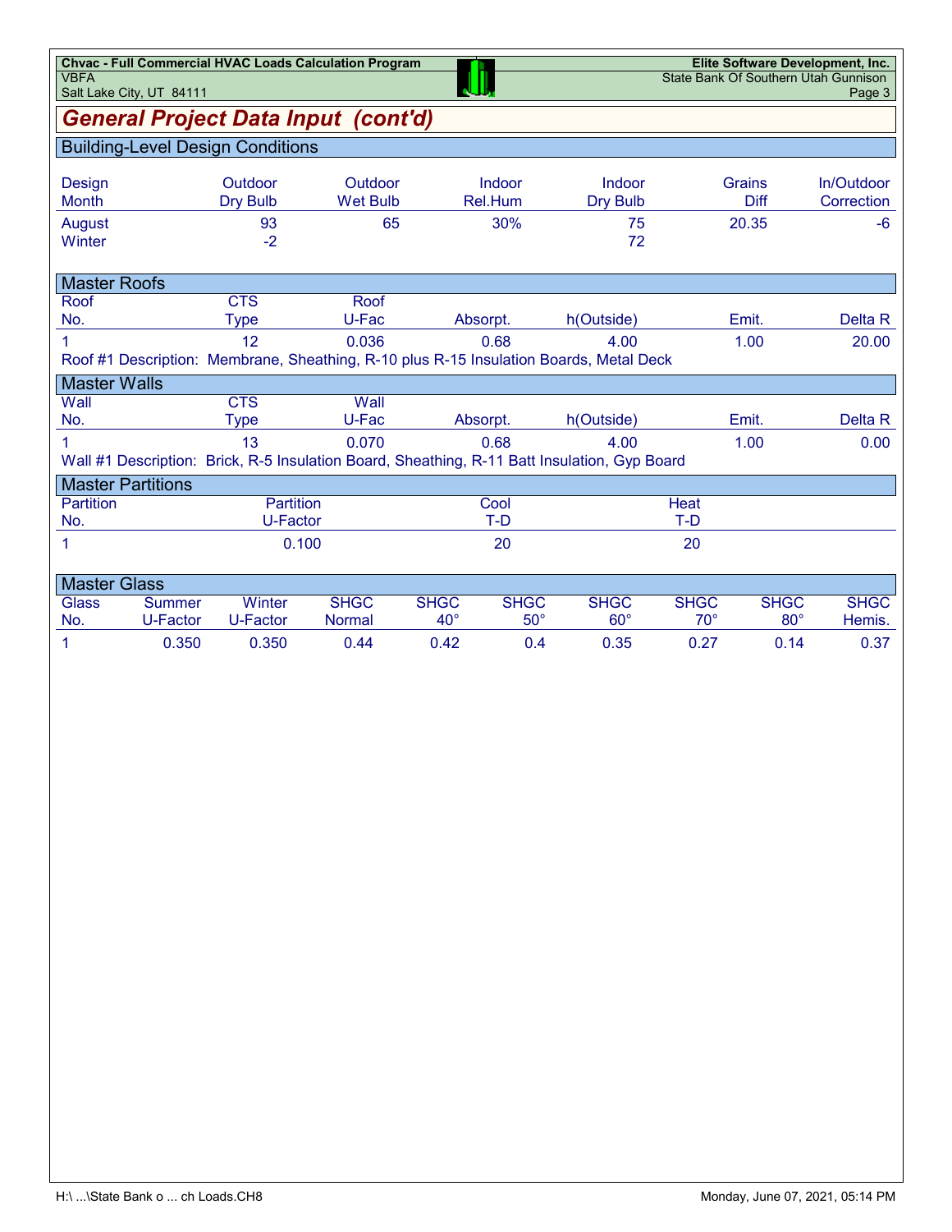# General Project Data Input (cont'd)

## Building-Level Design Conditions

| Design Month | Outdoor Dry Bulb | Outdoor Wet Bulb | Indoor Rel.Hum | Indoor Dry Bulb | Grains Diff | In/Outdoor Correction |
|---|---|---|---|---|---|---|
| August | 93 | 65 | 30% | 75 | 20.35 | -6 |
| Winter | -2 | | | 72 | | |

## Master Roofs

| Roof No. | CTS Type | Roof U-Fac | Absorpt. | h(Outside) | Emit. | Delta R |
|---|---|---|---|---|---|---|
| 1 | 12 | 0.036 | 0.68 | 4.00 | 1.00 | 20.00 |

Roof #1 Description: Membrane, Sheathing, R-10 plus R-15 Insulation Boards, Metal Deck

## Master Walls

| Wall No. | CTS Type | Wall U-Fac | Absorpt. | h(Outside) | Emit. | Delta R |
|---|---|---|---|---|---|---|
| 1 | 13 | 0.070 | 0.68 | 4.00 | 1.00 | 0.00 |

Wall #1 Description: Brick, R-5 Insulation Board, Sheathing, R-11 Batt Insulation, Gyp Board

## Master Partitions

| Partition No. | Partition U-Factor | Cool T-D | Heat T-D |
|---|---|---|---|
| 1 | 0.100 | 20 | 20 |

## Master Glass

| Glass No. | Summer U-Factor | Winter U-Factor | SHGC Normal | SHGC 40° | SHGC 50° | SHGC 60° | SHGC 70° | SHGC 80° | SHGC Hemis. |
|---|---|---|---|---|---|---|---|---|---|
| 1 | 0.350 | 0.350 | 0.44 | 0.42 | 0.4 | 0.35 | 0.27 | 0.14 | 0.37 |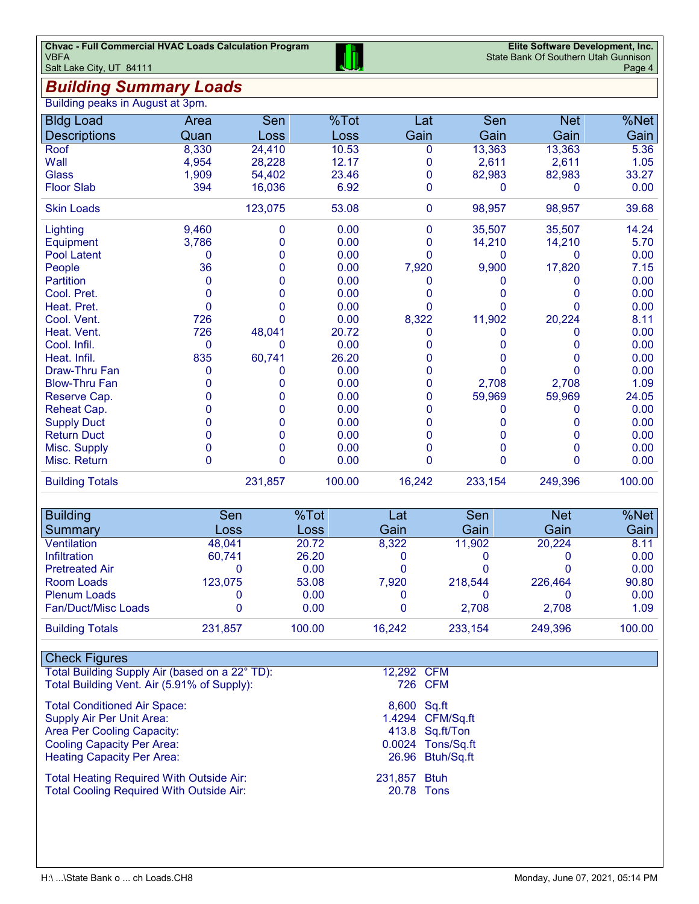## Building Summary Loads

Building peaks in August at 3pm.

| Bldg Load Descriptions | Area Quan | Sen Loss | %Tot Loss | Lat Gain | Sen Gain | Net Gain | %Net Gain |
|---|---|---|---|---|---|---|---|
| Roof | 8,330 | 24,410 | 10.53 | 0 | 13,363 | 13,363 | 5.36 |
| Wall | 4,954 | 28,228 | 12.17 | 0 | 2,611 | 2,611 | 1.05 |
| Glass | 1,909 | 54,402 | 23.46 | 0 | 82,983 | 82,983 | 33.27 |
| Floor Slab | 394 | 16,036 | 6.92 | 0 | 0 | 0 | 0.00 |
| Skin Loads | | 123,075 | 53.08 | 0 | 98,957 | 98,957 | 39.68 |
| Lighting | 9,460 | 0 | 0.00 | 0 | 35,507 | 35,507 | 14.24 |
| Equipment | 3,786 | 0 | 0.00 | 0 | 14,210 | 14,210 | 5.70 |
| Pool Latent | 0 | 0 | 0.00 | 0 | 0 | 0 | 0.00 |
| People | 36 | 0 | 0.00 | 7,920 | 9,900 | 17,820 | 7.15 |
| Partition | 0 | 0 | 0.00 | 0 | 0 | 0 | 0.00 |
| Cool. Pret. | 0 | 0 | 0.00 | 0 | 0 | 0 | 0.00 |
| Heat. Pret. | 0 | 0 | 0.00 | 0 | 0 | 0 | 0.00 |
| Cool. Vent. | 726 | 0 | 0.00 | 8,322 | 11,902 | 20,224 | 8.11 |
| Heat. Vent. | 726 | 48,041 | 20.72 | 0 | 0 | 0 | 0.00 |
| Cool. Infil. | 0 | 0 | 0.00 | 0 | 0 | 0 | 0.00 |
| Heat. Infil. | 835 | 60,741 | 26.20 | 0 | 0 | 0 | 0.00 |
| Draw-Thru Fan | 0 | 0 | 0.00 | 0 | 0 | 0 | 0.00 |
| Blow-Thru Fan | 0 | 0 | 0.00 | 0 | 2,708 | 2,708 | 1.09 |
| Reserve Cap. | 0 | 0 | 0.00 | 0 | 59,969 | 59,969 | 24.05 |
| Reheat Cap. | 0 | 0 | 0.00 | 0 | 0 | 0 | 0.00 |
| Supply Duct | 0 | 0 | 0.00 | 0 | 0 | 0 | 0.00 |
| Return Duct | 0 | 0 | 0.00 | 0 | 0 | 0 | 0.00 |
| Misc. Supply | 0 | 0 | 0.00 | 0 | 0 | 0 | 0.00 |
| Misc. Return | 0 | 0 | 0.00 | 0 | 0 | 0 | 0.00 |
| Building Totals | | 231,857 | 100.00 | 16,242 | 233,154 | 249,396 | 100.00 |

| Building Summary | Sen Loss | %Tot Loss | Lat Gain | Sen Gain | Net Gain | %Net Gain |
|---|---|---|---|---|---|---|
| Ventilation | 48,041 | 20.72 | 8,322 | 11,902 | 20,224 | 8.11 |
| Infiltration | 60,741 | 26.20 | 0 | 0 | 0 | 0.00 |
| Pretreated Air | 0 | 0.00 | 0 | 0 | 0 | 0.00 |
| Room Loads | 123,075 | 53.08 | 7,920 | 218,544 | 226,464 | 90.80 |
| Plenum Loads | 0 | 0.00 | 0 | 0 | 0 | 0.00 |
| Fan/Duct/Misc Loads | 0 | 0.00 | 0 | 2,708 | 2,708 | 1.09 |
| Building Totals | 231,857 | 100.00 | 16,242 | 233,154 | 249,396 | 100.00 |

### Check Figures

| | | |
|---|---|---|
| Total Building Supply Air (based on a 22° TD): | 12,292 | CFM |
| Total Building Vent. Air (5.91% of Supply): | 726 | CFM |
| Total Conditioned Air Space: | 8,600 | Sq.ft |
| Supply Air Per Unit Area: | 1.4294 | CFM/Sq.ft |
| Area Per Cooling Capacity: | 413.8 | Sq.ft/Ton |
| Cooling Capacity Per Area: | 0.0024 | Tons/Sq.ft |
| Heating Capacity Per Area: | 26.96 | Btuh/Sq.ft |
| Total Heating Required With Outside Air: | 231,857 | Btuh |
| Total Cooling Required With Outside Air: | 20.78 | Tons |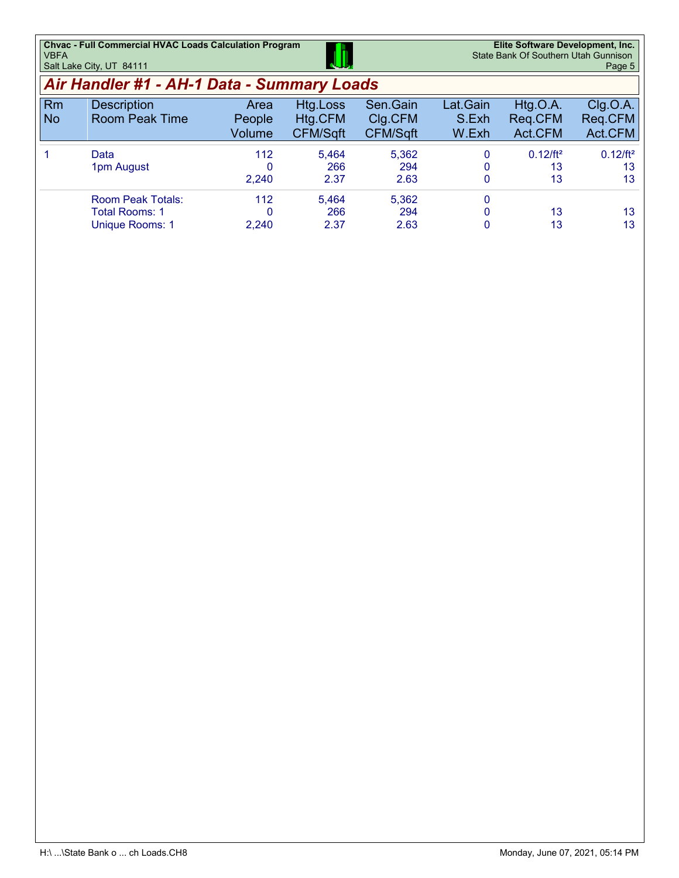## Air Handler #1 - AH-1 Data - Summary Loads

| Rm No | Description / Room Peak Time | Area / People / Volume | Htg.Loss / Htg.CFM / CFM/Sqft | Sen.Gain / Clg.CFM / CFM/Sqft | Lat.Gain / S.Exh / W.Exh | Htg.O.A. / Req.CFM / Act.CFM | Clg.O.A. / Req.CFM / Act.CFM |
|---|---|---|---|---|---|---|---|
| 1 | Data | 112 | 5,464 | 5,362 | 0 | 0.12/ft² | 0.12/ft² |
| | 1pm August | 0 | 266 | 294 | 0 | 13 | 13 |
| | | 2,240 | 2.37 | 2.63 | 0 | 13 | 13 |
| | Room Peak Totals: | 112 | 5,464 | 5,362 | 0 | | |
| | Total Rooms: 1 | 0 | 266 | 294 | 0 | 13 | 13 |
| | Unique Rooms: 1 | 2,240 | 2.37 | 2.63 | 0 | 13 | 13 |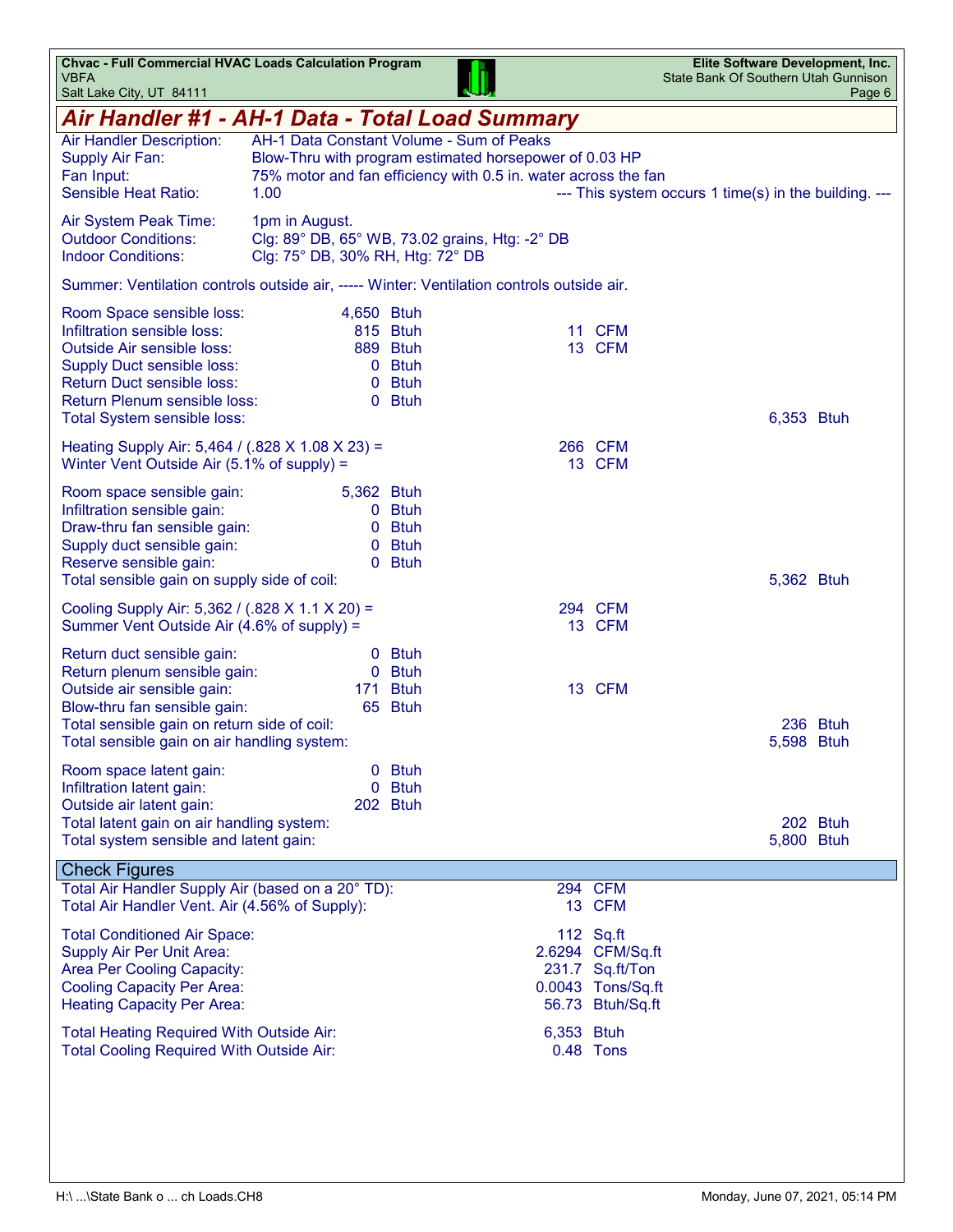# Air Handler #1 - AH-1 Data - Total Load Summary

| | |
|---|---|
| Air Handler Description: | AH-1 Data Constant Volume - Sum of Peaks |
| Supply Air Fan: | Blow-Thru with program estimated horsepower of 0.03 HP |
| Fan Input: | 75% motor and fan efficiency with 0.5 in. water across the fan |
| Sensible Heat Ratio: | 1.00 --- This system occurs 1 time(s) in the building. --- |

| | |
|---|---|
| Air System Peak Time: | 1pm in August. |
| Outdoor Conditions: | Clg: 89° DB, 65° WB, 73.02 grains, Htg: -2° DB |
| Indoor Conditions: | Clg: 75° DB, 30% RH, Htg: 72° DB |

Summer: Ventilation controls outside air, ----- Winter: Ventilation controls outside air.

| | | | |
|---|---|---|---|
| Room Space sensible loss: | 4,650 Btuh | | |
| Infiltration sensible loss: | 815 Btuh | 11 CFM | |
| Outside Air sensible loss: | 889 Btuh | 13 CFM | |
| Supply Duct sensible loss: | 0 Btuh | | |
| Return Duct sensible loss: | 0 Btuh | | |
| Return Plenum sensible loss: | 0 Btuh | | |
| Total System sensible loss: | | | 6,353 Btuh |
| Heating Supply Air: 5,464 / (.828 X 1.08 X 23) = | | 266 CFM | |
| Winter Vent Outside Air (5.1% of supply) = | | 13 CFM | |
| Room space sensible gain: | 5,362 Btuh | | |
| Infiltration sensible gain: | 0 Btuh | | |
| Draw-thru fan sensible gain: | 0 Btuh | | |
| Supply duct sensible gain: | 0 Btuh | | |
| Reserve sensible gain: | 0 Btuh | | |
| Total sensible gain on supply side of coil: | | | 5,362 Btuh |
| Cooling Supply Air: 5,362 / (.828 X 1.1 X 20) = | | 294 CFM | |
| Summer Vent Outside Air (4.6% of supply) = | | 13 CFM | |
| Return duct sensible gain: | 0 Btuh | | |
| Return plenum sensible gain: | 0 Btuh | | |
| Outside air sensible gain: | 171 Btuh | 13 CFM | |
| Blow-thru fan sensible gain: | 65 Btuh | | |
| Total sensible gain on return side of coil: | | | 236 Btuh |
| Total sensible gain on air handling system: | | | 5,598 Btuh |
| Room space latent gain: | 0 Btuh | | |
| Infiltration latent gain: | 0 Btuh | | |
| Outside air latent gain: | 202 Btuh | | |
| Total latent gain on air handling system: | | | 202 Btuh |
| Total system sensible and latent gain: | | | 5,800 Btuh |

## Check Figures

| | |
|---|---|
| Total Air Handler Supply Air (based on a 20° TD): | 294 CFM |
| Total Air Handler Vent. Air (4.56% of Supply): | 13 CFM |
| Total Conditioned Air Space: | 112 Sq.ft |
| Supply Air Per Unit Area: | 2.6294 CFM/Sq.ft |
| Area Per Cooling Capacity: | 231.7 Sq.ft/Ton |
| Cooling Capacity Per Area: | 0.0043 Tons/Sq.ft |
| Heating Capacity Per Area: | 56.73 Btuh/Sq.ft |
| Total Heating Required With Outside Air: | 6,353 Btuh |
| Total Cooling Required With Outside Air: | 0.48 Tons |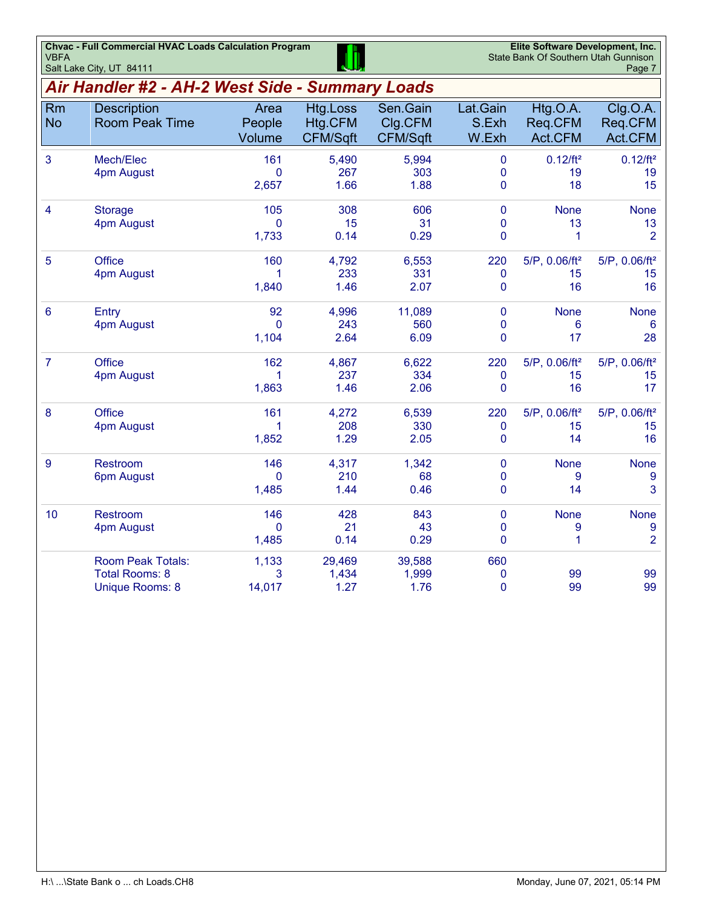## Air Handler #2 - AH-2 West Side - Summary Loads

| Rm No | Description<br>Room Peak Time | Area<br>People<br>Volume | Htg.Loss<br>Htg.CFM<br>CFM/Sqft | Sen.Gain<br>Clg.CFM<br>CFM/Sqft | Lat.Gain<br>S.Exh<br>W.Exh | Htg.O.A.<br>Req.CFM<br>Act.CFM | Clg.O.A.<br>Req.CFM<br>Act.CFM |
|---|---|---|---|---|---|---|---|
| 3 | Mech/Elec<br>4pm August | 161<br>0<br>2,657 | 5,490<br>267<br>1.66 | 5,994<br>303<br>1.88 | 0<br>0<br>0 | 0.12/ft²<br>19<br>18 | 0.12/ft²<br>19<br>15 |
| 4 | Storage<br>4pm August | 105<br>0<br>1,733 | 308<br>15<br>0.14 | 606<br>31<br>0.29 | 0<br>0<br>0 | None<br>13<br>1 | None<br>13<br>2 |
| 5 | Office<br>4pm August | 160<br>1<br>1,840 | 4,792<br>233<br>1.46 | 6,553<br>331<br>2.07 | 220<br>0<br>0 | 5/P, 0.06/ft²<br>15<br>16 | 5/P, 0.06/ft²<br>15<br>16 |
| 6 | Entry<br>4pm August | 92<br>0<br>1,104 | 4,996<br>243<br>2.64 | 11,089<br>560<br>6.09 | 0<br>0<br>0 | None<br>6<br>17 | None<br>6<br>28 |
| 7 | Office<br>4pm August | 162<br>1<br>1,863 | 4,867<br>237<br>1.46 | 6,622<br>334<br>2.06 | 220<br>0<br>0 | 5/P, 0.06/ft²<br>15<br>16 | 5/P, 0.06/ft²<br>15<br>17 |
| 8 | Office<br>4pm August | 161<br>1<br>1,852 | 4,272<br>208<br>1.29 | 6,539<br>330<br>2.05 | 220<br>0<br>0 | 5/P, 0.06/ft²<br>15<br>14 | 5/P, 0.06/ft²<br>15<br>16 |
| 9 | Restroom<br>6pm August | 146<br>0<br>1,485 | 4,317<br>210<br>1.44 | 1,342<br>68<br>0.46 | 0<br>0<br>0 | None<br>9<br>14 | None<br>9<br>3 |
| 10 | Restroom<br>4pm August | 146<br>0<br>1,485 | 428<br>21<br>0.14 | 843<br>43<br>0.29 | 0<br>0<br>0 | None<br>9<br>1 | None<br>9<br>2 |
| | Room Peak Totals:<br>Total Rooms: 8<br>Unique Rooms: 8 | 1,133<br>3<br>14,017 | 29,469<br>1,434<br>1.27 | 39,588<br>1,999<br>1.76 | 660<br>0<br>0 | <br>99<br>99 | <br>99<br>99 |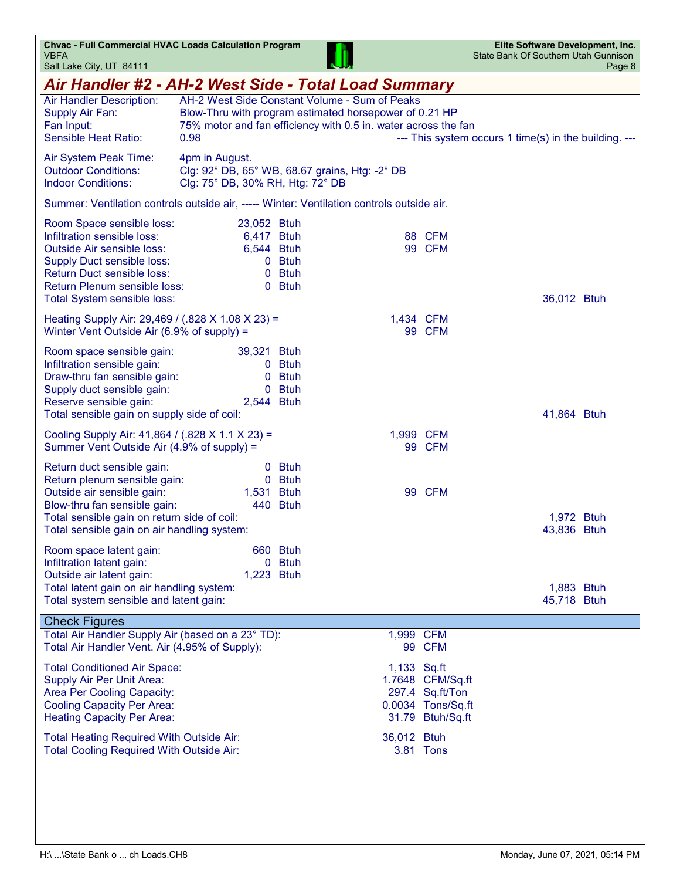# Air Handler #2 - AH-2 West Side - Total Load Summary

| | |
|---|---|
| Air Handler Description: | AH-2 West Side Constant Volume - Sum of Peaks |
| Supply Air Fan: | Blow-Thru with program estimated horsepower of 0.21 HP |
| Fan Input: | 75% motor and fan efficiency with 0.5 in. water across the fan |
| Sensible Heat Ratio: | 0.98 --- This system occurs 1 time(s) in the building. --- |

| | |
|---|---|
| Air System Peak Time: | 4pm in August. |
| Outdoor Conditions: | Clg: 92° DB, 65° WB, 68.67 grains, Htg: -2° DB |
| Indoor Conditions: | Clg: 75° DB, 30% RH, Htg: 72° DB |

Summer: Ventilation controls outside air, ----- Winter: Ventilation controls outside air.

| | | | |
|---|---|---|---|
| Room Space sensible loss: | 23,052 Btuh | | |
| Infiltration sensible loss: | 6,417 Btuh | 88 CFM | |
| Outside Air sensible loss: | 6,544 Btuh | 99 CFM | |
| Supply Duct sensible loss: | 0 Btuh | | |
| Return Duct sensible loss: | 0 Btuh | | |
| Return Plenum sensible loss: | 0 Btuh | | |
| Total System sensible loss: | | | 36,012 Btuh |
| Heating Supply Air: 29,469 / (.828 X 1.08 X 23) = | | 1,434 CFM | |
| Winter Vent Outside Air (6.9% of supply) = | | 99 CFM | |
| Room space sensible gain: | 39,321 Btuh | | |
| Infiltration sensible gain: | 0 Btuh | | |
| Draw-thru fan sensible gain: | 0 Btuh | | |
| Supply duct sensible gain: | 0 Btuh | | |
| Reserve sensible gain: | 2,544 Btuh | | |
| Total sensible gain on supply side of coil: | | | 41,864 Btuh |
| Cooling Supply Air: 41,864 / (.828 X 1.1 X 23) = | | 1,999 CFM | |
| Summer Vent Outside Air (4.9% of supply) = | | 99 CFM | |
| Return duct sensible gain: | 0 Btuh | | |
| Return plenum sensible gain: | 0 Btuh | | |
| Outside air sensible gain: | 1,531 Btuh | 99 CFM | |
| Blow-thru fan sensible gain: | 440 Btuh | | |
| Total sensible gain on return side of coil: | | | 1,972 Btuh |
| Total sensible gain on air handling system: | | | 43,836 Btuh |
| Room space latent gain: | 660 Btuh | | |
| Infiltration latent gain: | 0 Btuh | | |
| Outside air latent gain: | 1,223 Btuh | | |
| Total latent gain on air handling system: | | | 1,883 Btuh |
| Total system sensible and latent gain: | | | 45,718 Btuh |

## Check Figures

| | |
|---|---|
| Total Air Handler Supply Air (based on a 23° TD): | 1,999 CFM |
| Total Air Handler Vent. Air (4.95% of Supply): | 99 CFM |
| Total Conditioned Air Space: | 1,133 Sq.ft |
| Supply Air Per Unit Area: | 1.7648 CFM/Sq.ft |
| Area Per Cooling Capacity: | 297.4 Sq.ft/Ton |
| Cooling Capacity Per Area: | 0.0034 Tons/Sq.ft |
| Heating Capacity Per Area: | 31.79 Btuh/Sq.ft |
| Total Heating Required With Outside Air: | 36,012 Btuh |
| Total Cooling Required With Outside Air: | 3.81 Tons |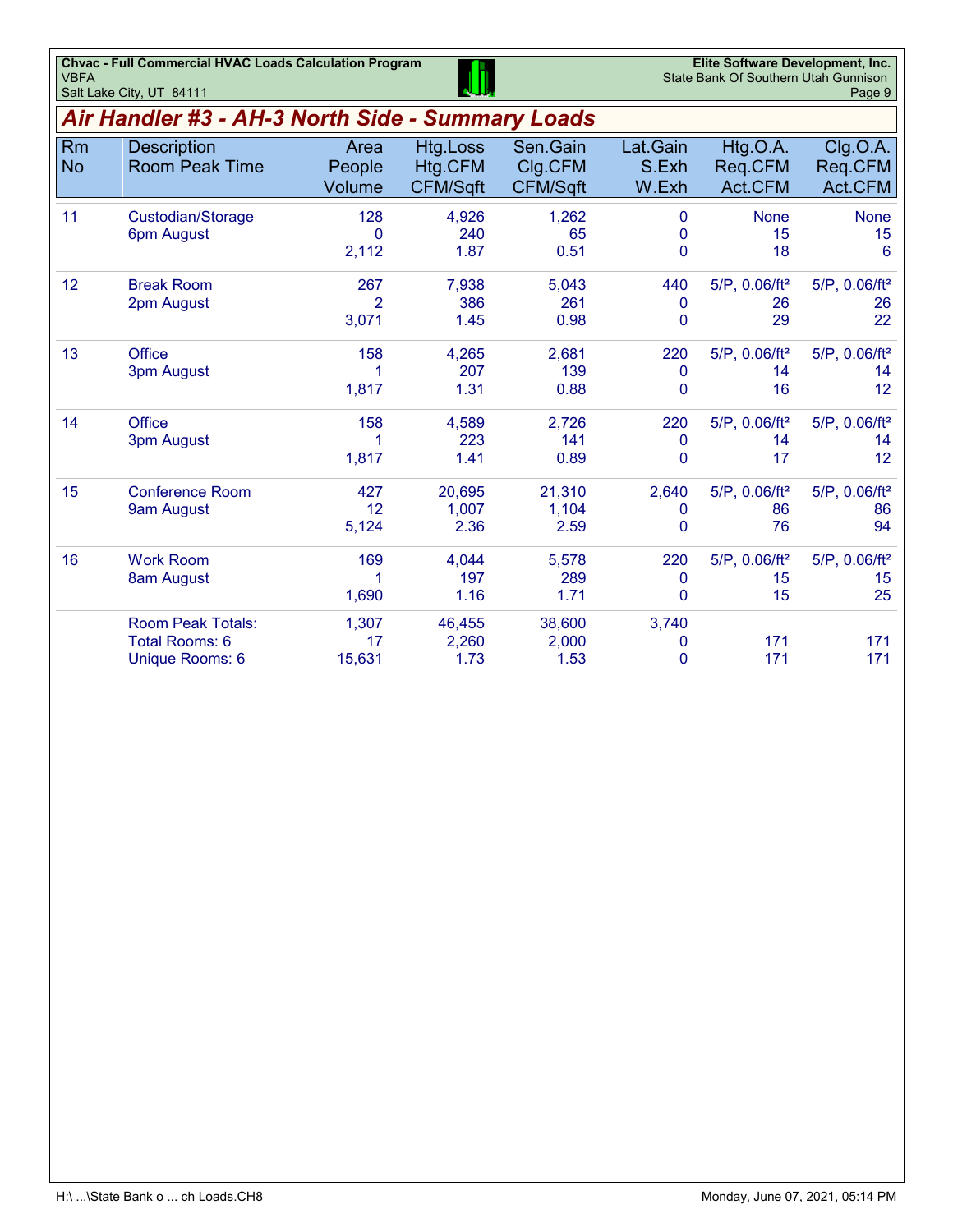## Air Handler #3 - AH-3 North Side - Summary Loads

| Rm No | Description<br>Room Peak Time | Area<br>People<br>Volume | Htg.Loss<br>Htg.CFM<br>CFM/Sqft | Sen.Gain<br>Clg.CFM<br>CFM/Sqft | Lat.Gain<br>S.Exh<br>W.Exh | Htg.O.A.<br>Req.CFM<br>Act.CFM | Clg.O.A.<br>Req.CFM<br>Act.CFM |
|---|---|---|---|---|---|---|---|
| 11 | Custodian/Storage<br>6pm August | 128<br>0<br>2,112 | 4,926<br>240<br>1.87 | 1,262<br>65<br>0.51 | 0<br>0<br>0 | None<br>15<br>18 | None<br>15<br>6 |
| 12 | Break Room<br>2pm August | 267<br>2<br>3,071 | 7,938<br>386<br>1.45 | 5,043<br>261<br>0.98 | 440<br>0<br>0 | 5/P, 0.06/ft²<br>26<br>29 | 5/P, 0.06/ft²<br>26<br>22 |
| 13 | Office<br>3pm August | 158<br>1<br>1,817 | 4,265<br>207<br>1.31 | 2,681<br>139<br>0.88 | 220<br>0<br>0 | 5/P, 0.06/ft²<br>14<br>16 | 5/P, 0.06/ft²<br>14<br>12 |
| 14 | Office<br>3pm August | 158<br>1<br>1,817 | 4,589<br>223<br>1.41 | 2,726<br>141<br>0.89 | 220<br>0<br>0 | 5/P, 0.06/ft²<br>14<br>17 | 5/P, 0.06/ft²<br>14<br>12 |
| 15 | Conference Room<br>9am August | 427<br>12<br>5,124 | 20,695<br>1,007<br>2.36 | 21,310<br>1,104<br>2.59 | 2,640<br>0<br>0 | 5/P, 0.06/ft²<br>86<br>76 | 5/P, 0.06/ft²<br>86<br>94 |
| 16 | Work Room<br>8am August | 169<br>1<br>1,690 | 4,044<br>197<br>1.16 | 5,578<br>289<br>1.71 | 220<br>0<br>0 | 5/P, 0.06/ft²<br>15<br>15 | 5/P, 0.06/ft²<br>15<br>25 |
| | Room Peak Totals:<br>Total Rooms: 6<br>Unique Rooms: 6 | 1,307<br>17<br>15,631 | 46,455<br>2,260<br>1.73 | 38,600<br>2,000<br>1.53 | 3,740<br>0<br>0 | <br>171<br>171 | <br>171<br>171 |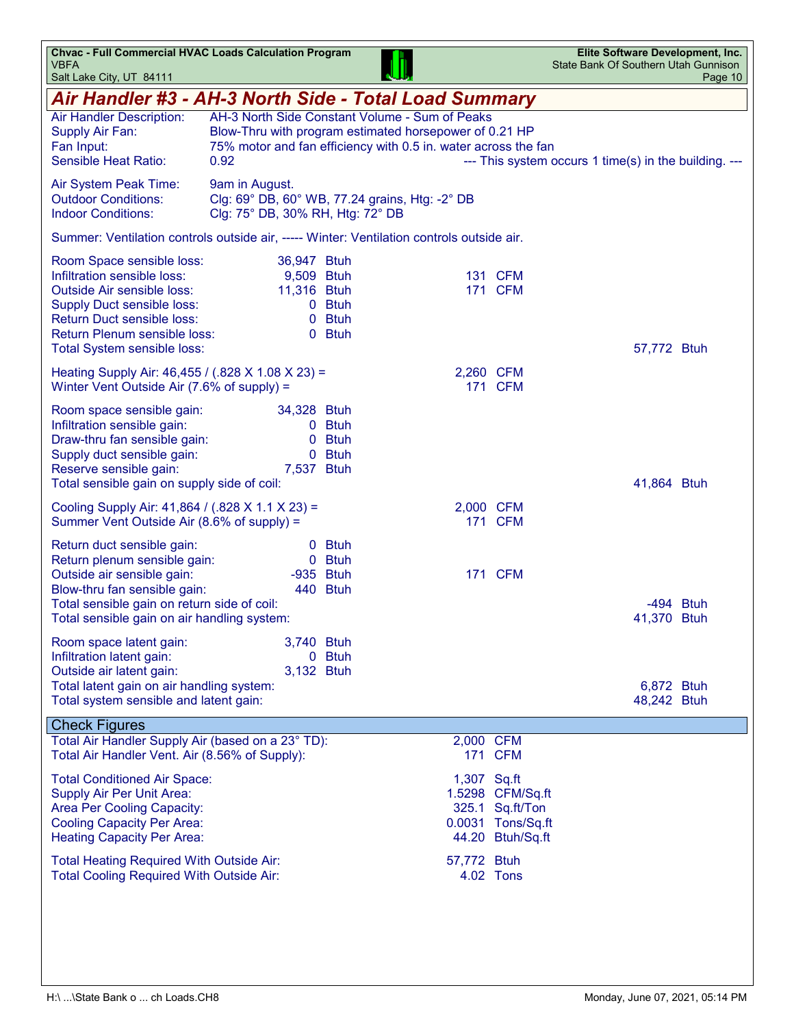# Air Handler #3 - AH-3 North Side - Total Load Summary

| | |
|---|---|
| Air Handler Description: | AH-3 North Side Constant Volume - Sum of Peaks |
| Supply Air Fan: | Blow-Thru with program estimated horsepower of 0.21 HP |
| Fan Input: | 75% motor and fan efficiency with 0.5 in. water across the fan |
| Sensible Heat Ratio: | 0.92 --- This system occurs 1 time(s) in the building. --- |

| | |
|---|---|
| Air System Peak Time: | 9am in August. |
| Outdoor Conditions: | Clg: 69° DB, 60° WB, 77.24 grains, Htg: -2° DB |
| Indoor Conditions: | Clg: 75° DB, 30% RH, Htg: 72° DB |

Summer: Ventilation controls outside air, ----- Winter: Ventilation controls outside air.

| | | | |
|---|---|---|---|
| Room Space sensible loss: | 36,947 Btuh | | |
| Infiltration sensible loss: | 9,509 Btuh | 131 CFM | |
| Outside Air sensible loss: | 11,316 Btuh | 171 CFM | |
| Supply Duct sensible loss: | 0 Btuh | | |
| Return Duct sensible loss: | 0 Btuh | | |
| Return Plenum sensible loss: | 0 Btuh | | |
| Total System sensible loss: | | | 57,772 Btuh |
| Heating Supply Air: 46,455 / (.828 X 1.08 X 23) = | | 2,260 CFM | |
| Winter Vent Outside Air (7.6% of supply) = | | 171 CFM | |
| Room space sensible gain: | 34,328 Btuh | | |
| Infiltration sensible gain: | 0 Btuh | | |
| Draw-thru fan sensible gain: | 0 Btuh | | |
| Supply duct sensible gain: | 0 Btuh | | |
| Reserve sensible gain: | 7,537 Btuh | | |
| Total sensible gain on supply side of coil: | | | 41,864 Btuh |
| Cooling Supply Air: 41,864 / (.828 X 1.1 X 23) = | | 2,000 CFM | |
| Summer Vent Outside Air (8.6% of supply) = | | 171 CFM | |
| Return duct sensible gain: | 0 Btuh | | |
| Return plenum sensible gain: | 0 Btuh | | |
| Outside air sensible gain: | -935 Btuh | 171 CFM | |
| Blow-thru fan sensible gain: | 440 Btuh | | |
| Total sensible gain on return side of coil: | | | -494 Btuh |
| Total sensible gain on air handling system: | | | 41,370 Btuh |
| Room space latent gain: | 3,740 Btuh | | |
| Infiltration latent gain: | 0 Btuh | | |
| Outside air latent gain: | 3,132 Btuh | | |
| Total latent gain on air handling system: | | | 6,872 Btuh |
| Total system sensible and latent gain: | | | 48,242 Btuh |

## Check Figures

| | |
|---|---|
| Total Air Handler Supply Air (based on a 23° TD): | 2,000 CFM |
| Total Air Handler Vent. Air (8.56% of Supply): | 171 CFM |
| Total Conditioned Air Space: | 1,307 Sq.ft |
| Supply Air Per Unit Area: | 1.5298 CFM/Sq.ft |
| Area Per Cooling Capacity: | 325.1 Sq.ft/Ton |
| Cooling Capacity Per Area: | 0.0031 Tons/Sq.ft |
| Heating Capacity Per Area: | 44.20 Btuh/Sq.ft |
| Total Heating Required With Outside Air: | 57,772 Btuh |
| Total Cooling Required With Outside Air: | 4.02 Tons |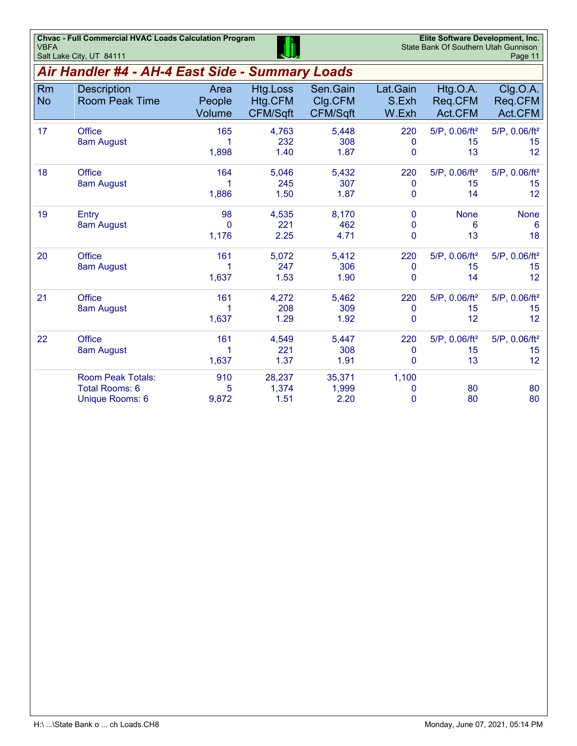# Air Handler #4 - AH-4 East Side - Summary Loads

| Rm No | Description<br>Room Peak Time | Area<br>People<br>Volume | Htg.Loss<br>Htg.CFM<br>CFM/Sqft | Sen.Gain<br>Clg.CFM<br>CFM/Sqft | Lat.Gain<br>S.Exh<br>W.Exh | Htg.O.A.<br>Req.CFM<br>Act.CFM | Clg.O.A.<br>Req.CFM<br>Act.CFM |
|---|---|---|---|---|---|---|---|
| 17 | Office<br>8am August | 165<br>1<br>1,898 | 4,763<br>232<br>1.40 | 5,448<br>308<br>1.87 | 220<br>0<br>0 | 5/P, 0.06/ft²<br>15<br>13 | 5/P, 0.06/ft²<br>15<br>12 |
| 18 | Office<br>8am August | 164<br>1<br>1,886 | 5,046<br>245<br>1.50 | 5,432<br>307<br>1.87 | 220<br>0<br>0 | 5/P, 0.06/ft²<br>15<br>14 | 5/P, 0.06/ft²<br>15<br>12 |
| 19 | Entry<br>8am August | 98<br>0<br>1,176 | 4,535<br>221<br>2.25 | 8,170<br>462<br>4.71 | 0<br>0<br>0 | None<br>6<br>13 | None<br>6<br>18 |
| 20 | Office<br>8am August | 161<br>1<br>1,637 | 5,072<br>247<br>1.53 | 5,412<br>306<br>1.90 | 220<br>0<br>0 | 5/P, 0.06/ft²<br>15<br>14 | 5/P, 0.06/ft²<br>15<br>12 |
| 21 | Office<br>8am August | 161<br>1<br>1,637 | 4,272<br>208<br>1.29 | 5,462<br>309<br>1.92 | 220<br>0<br>0 | 5/P, 0.06/ft²<br>15<br>12 | 5/P, 0.06/ft²<br>15<br>12 |
| 22 | Office<br>8am August | 161<br>1<br>1,637 | 4,549<br>221<br>1.37 | 5,447<br>308<br>1.91 | 220<br>0<br>0 | 5/P, 0.06/ft²<br>15<br>13 | 5/P, 0.06/ft²<br>15<br>12 |
| | Room Peak Totals:<br>Total Rooms: 6<br>Unique Rooms: 6 | 910<br>5<br>9,872 | 28,237<br>1,374<br>1.51 | 35,371<br>1,999<br>2.20 | 1,100<br>0<br>0 | <br>80<br>80 | <br>80<br>80 |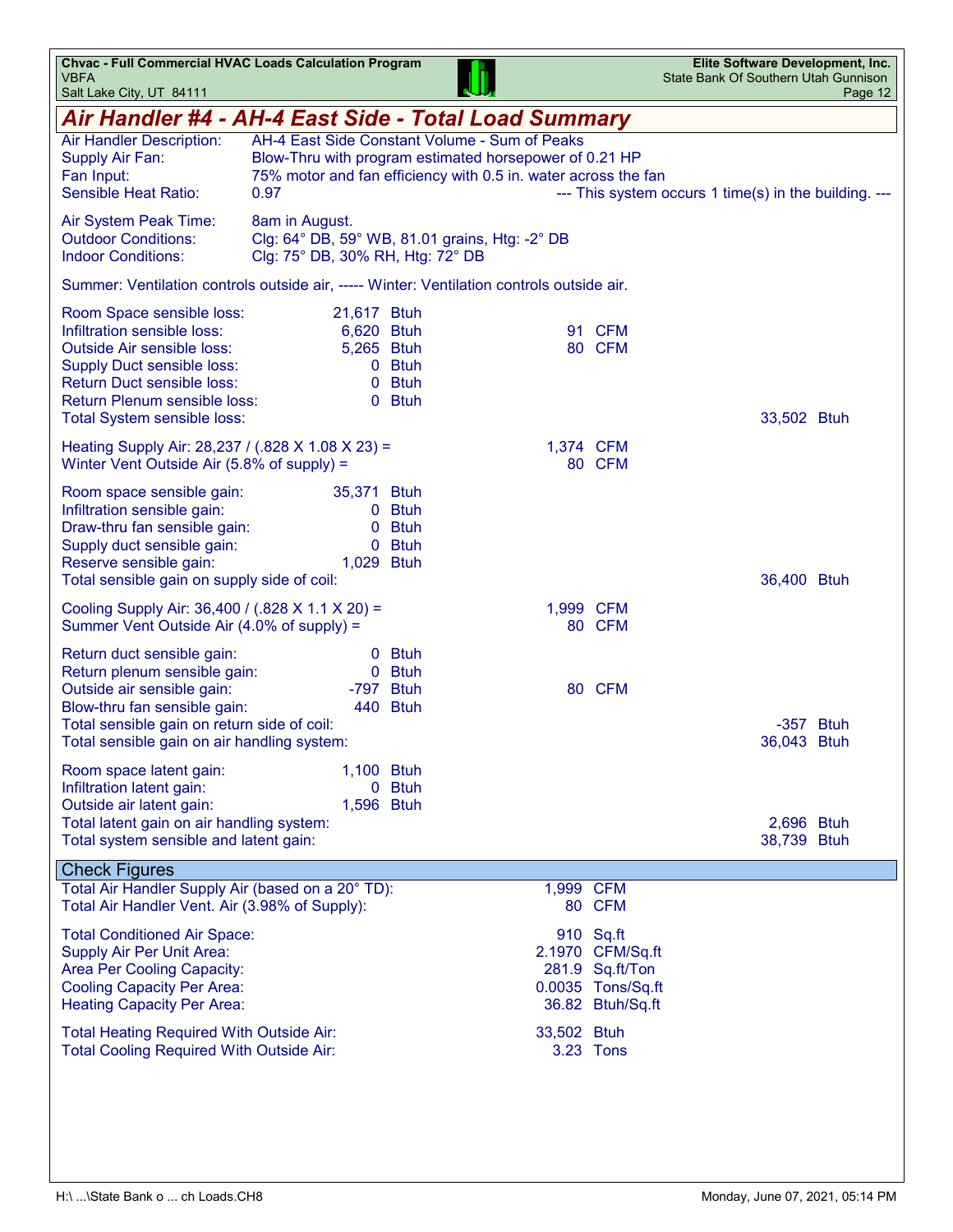## Air Handler #4 - AH-4 East Side - Total Load Summary

| | |
|---|---|
| Air Handler Description: | AH-4 East Side Constant Volume - Sum of Peaks |
| Supply Air Fan: | Blow-Thru with program estimated horsepower of 0.21 HP |
| Fan Input: | 75% motor and fan efficiency with 0.5 in. water across the fan |
| Sensible Heat Ratio: | 0.97 --- This system occurs 1 time(s) in the building. --- |

| | |
|---|---|
| Air System Peak Time: | 8am in August. |
| Outdoor Conditions: | Clg: 64° DB, 59° WB, 81.01 grains, Htg: -2° DB |
| Indoor Conditions: | Clg: 75° DB, 30% RH, Htg: 72° DB |

Summer: Ventilation controls outside air, ----- Winter: Ventilation controls outside air.

| | | | |
|---|---|---|---|
| Room Space sensible loss: | 21,617 Btuh | | |
| Infiltration sensible loss: | 6,620 Btuh | 91 CFM | |
| Outside Air sensible loss: | 5,265 Btuh | 80 CFM | |
| Supply Duct sensible loss: | 0 Btuh | | |
| Return Duct sensible loss: | 0 Btuh | | |
| Return Plenum sensible loss: | 0 Btuh | | |
| Total System sensible loss: | | | 33,502 Btuh |
| Heating Supply Air: 28,237 / (.828 X 1.08 X 23) = | | 1,374 CFM | |
| Winter Vent Outside Air (5.8% of supply) = | | 80 CFM | |
| Room space sensible gain: | 35,371 Btuh | | |
| Infiltration sensible gain: | 0 Btuh | | |
| Draw-thru fan sensible gain: | 0 Btuh | | |
| Supply duct sensible gain: | 0 Btuh | | |
| Reserve sensible gain: | 1,029 Btuh | | |
| Total sensible gain on supply side of coil: | | | 36,400 Btuh |
| Cooling Supply Air: 36,400 / (.828 X 1.1 X 20) = | | 1,999 CFM | |
| Summer Vent Outside Air (4.0% of supply) = | | 80 CFM | |
| Return duct sensible gain: | 0 Btuh | | |
| Return plenum sensible gain: | 0 Btuh | | |
| Outside air sensible gain: | -797 Btuh | 80 CFM | |
| Blow-thru fan sensible gain: | 440 Btuh | | |
| Total sensible gain on return side of coil: | | | -357 Btuh |
| Total sensible gain on air handling system: | | | 36,043 Btuh |
| Room space latent gain: | 1,100 Btuh | | |
| Infiltration latent gain: | 0 Btuh | | |
| Outside air latent gain: | 1,596 Btuh | | |
| Total latent gain on air handling system: | | | 2,696 Btuh |
| Total system sensible and latent gain: | | | 38,739 Btuh |

### Check Figures

| | |
|---|---|
| Total Air Handler Supply Air (based on a 20° TD): | 1,999 CFM |
| Total Air Handler Vent. Air (3.98% of Supply): | 80 CFM |
| Total Conditioned Air Space: | 910 Sq.ft |
| Supply Air Per Unit Area: | 2.1970 CFM/Sq.ft |
| Area Per Cooling Capacity: | 281.9 Sq.ft/Ton |
| Cooling Capacity Per Area: | 0.0035 Tons/Sq.ft |
| Heating Capacity Per Area: | 36.82 Btuh/Sq.ft |
| Total Heating Required With Outside Air: | 33,502 Btuh |
| Total Cooling Required With Outside Air: | 3.23 Tons |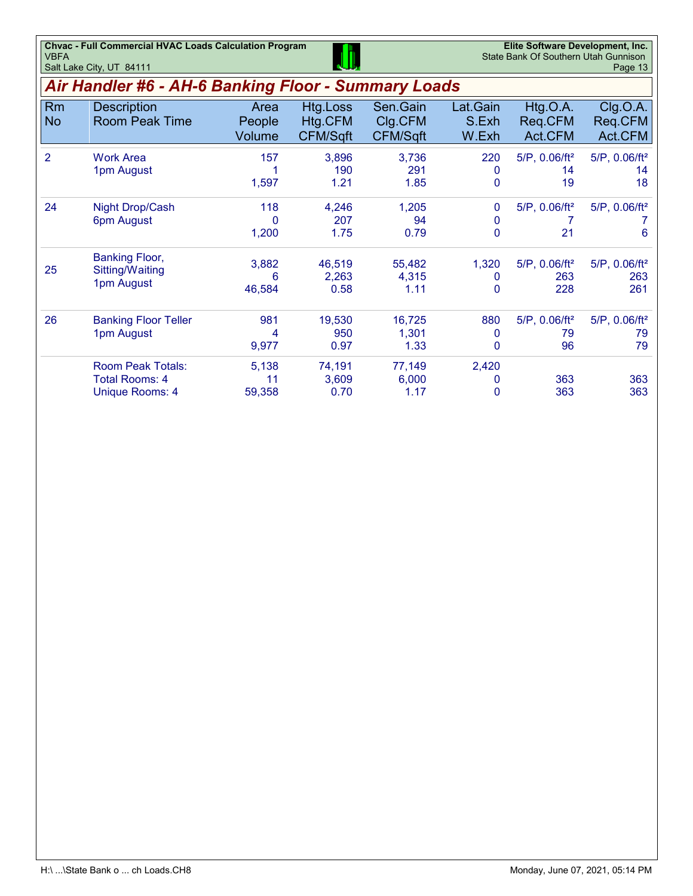# Air Handler #6 - AH-6 Banking Floor - Summary Loads

| Rm No | Description<br>Room Peak Time | Area<br>People<br>Volume | Htg.Loss<br>Htg.CFM<br>CFM/Sqft | Sen.Gain<br>Clg.CFM<br>CFM/Sqft | Lat.Gain<br>S.Exh<br>W.Exh | Htg.O.A.<br>Req.CFM<br>Act.CFM | Clg.O.A.<br>Req.CFM<br>Act.CFM |
|---|---|---|---|---|---|---|---|
| 2 | Work Area<br>1pm August | 157<br>1<br>1,597 | 3,896<br>190<br>1.21 | 3,736<br>291<br>1.85 | 220<br>0<br>0 | 5/P, 0.06/ft²<br>14<br>19 | 5/P, 0.06/ft²<br>14<br>18 |
| 24 | Night Drop/Cash<br>6pm August | 118<br>0<br>1,200 | 4,246<br>207<br>1.75 | 1,205<br>94<br>0.79 | 0<br>0<br>0 | 5/P, 0.06/ft²<br>7<br>21 | 5/P, 0.06/ft²<br>7<br>6 |
| 25 | Banking Floor, Sitting/Waiting<br>1pm August | 3,882<br>6<br>46,584 | 46,519<br>2,263<br>0.58 | 55,482<br>4,315<br>1.11 | 1,320<br>0<br>0 | 5/P, 0.06/ft²<br>263<br>228 | 5/P, 0.06/ft²<br>263<br>261 |
| 26 | Banking Floor Teller<br>1pm August | 981<br>4<br>9,977 | 19,530<br>950<br>0.97 | 16,725<br>1,301<br>1.33 | 880<br>0<br>0 | 5/P, 0.06/ft²<br>79<br>96 | 5/P, 0.06/ft²<br>79<br>79 |
| | Room Peak Totals:<br>Total Rooms: 4<br>Unique Rooms: 4 | 5,138<br>11<br>59,358 | 74,191<br>3,609<br>0.70 | 77,149<br>6,000<br>1.17 | 2,420<br>0<br>0 | <br>363<br>363 | <br>363<br>363 |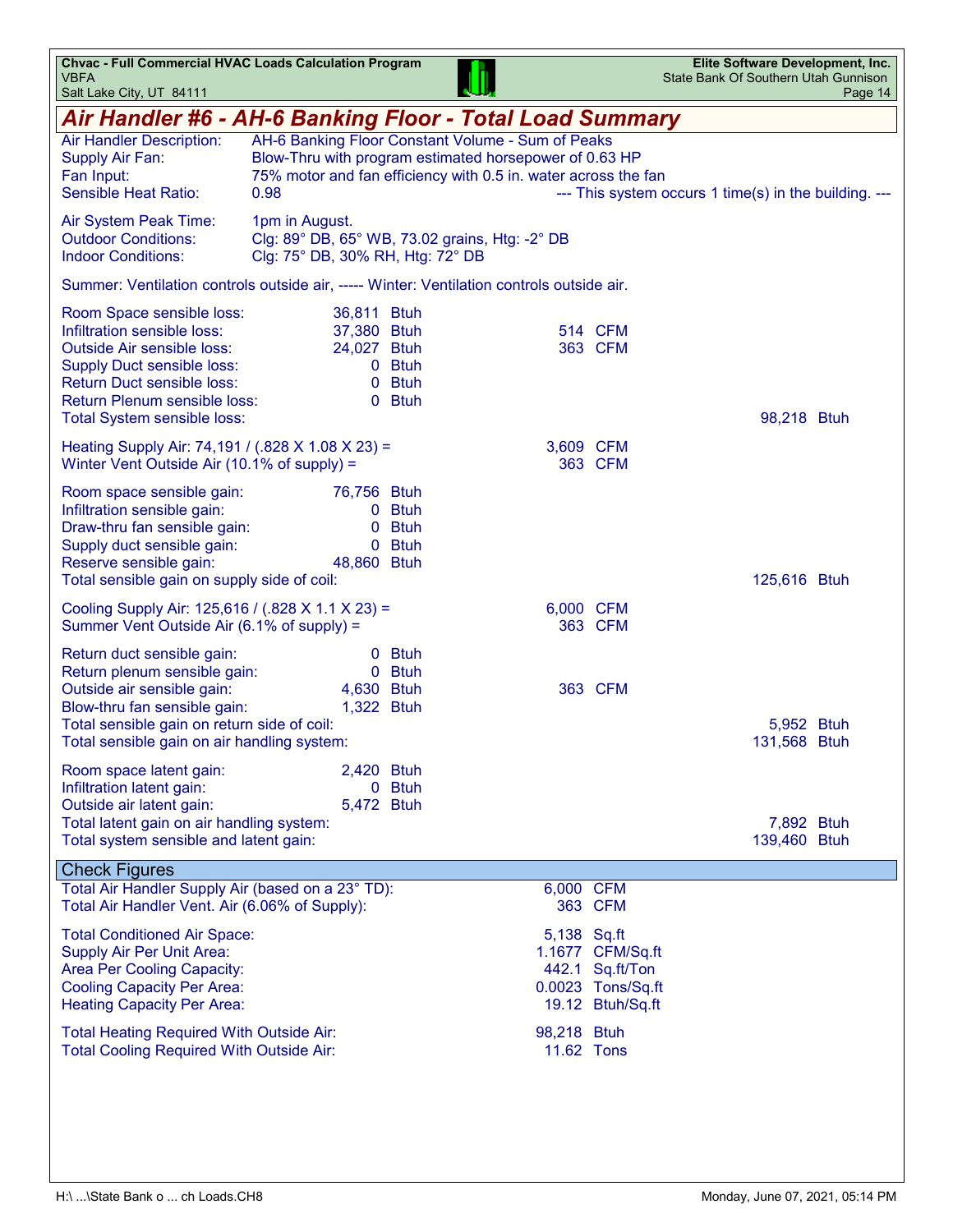# Air Handler #6 - AH-6 Banking Floor - Total Load Summary

| | |
|---|---|
| Air Handler Description: | AH-6 Banking Floor Constant Volume - Sum of Peaks |
| Supply Air Fan: | Blow-Thru with program estimated horsepower of 0.63 HP |
| Fan Input: | 75% motor and fan efficiency with 0.5 in. water across the fan |
| Sensible Heat Ratio: | 0.98 |

--- This system occurs 1 time(s) in the building. ---

| | |
|---|---|
| Air System Peak Time: | 1pm in August. |
| Outdoor Conditions: | Clg: 89° DB, 65° WB, 73.02 grains, Htg: -2° DB |
| Indoor Conditions: | Clg: 75° DB, 30% RH, Htg: 72° DB |

Summer: Ventilation controls outside air, ----- Winter: Ventilation controls outside air.

| | | | |
|---|---|---|---|
| Room Space sensible loss: | 36,811 Btuh | | |
| Infiltration sensible loss: | 37,380 Btuh | 514 CFM | |
| Outside Air sensible loss: | 24,027 Btuh | 363 CFM | |
| Supply Duct sensible loss: | 0 Btuh | | |
| Return Duct sensible loss: | 0 Btuh | | |
| Return Plenum sensible loss: | 0 Btuh | | |
| Total System sensible loss: | | | 98,218 Btuh |
| Heating Supply Air: 74,191 / (.828 X 1.08 X 23) = | | 3,609 CFM | |
| Winter Vent Outside Air (10.1% of supply) = | | 363 CFM | |
| Room space sensible gain: | 76,756 Btuh | | |
| Infiltration sensible gain: | 0 Btuh | | |
| Draw-thru fan sensible gain: | 0 Btuh | | |
| Supply duct sensible gain: | 0 Btuh | | |
| Reserve sensible gain: | 48,860 Btuh | | |
| Total sensible gain on supply side of coil: | | | 125,616 Btuh |
| Cooling Supply Air: 125,616 / (.828 X 1.1 X 23) = | | 6,000 CFM | |
| Summer Vent Outside Air (6.1% of supply) = | | 363 CFM | |
| Return duct sensible gain: | 0 Btuh | | |
| Return plenum sensible gain: | 0 Btuh | | |
| Outside air sensible gain: | 4,630 Btuh | 363 CFM | |
| Blow-thru fan sensible gain: | 1,322 Btuh | | |
| Total sensible gain on return side of coil: | | | 5,952 Btuh |
| Total sensible gain on air handling system: | | | 131,568 Btuh |
| Room space latent gain: | 2,420 Btuh | | |
| Infiltration latent gain: | 0 Btuh | | |
| Outside air latent gain: | 5,472 Btuh | | |
| Total latent gain on air handling system: | | | 7,892 Btuh |
| Total system sensible and latent gain: | | | 139,460 Btuh |

## Check Figures

| | |
|---|---|
| Total Air Handler Supply Air (based on a 23° TD): | 6,000 CFM |
| Total Air Handler Vent. Air (6.06% of Supply): | 363 CFM |
| Total Conditioned Air Space: | 5,138 Sq.ft |
| Supply Air Per Unit Area: | 1.1677 CFM/Sq.ft |
| Area Per Cooling Capacity: | 442.1 Sq.ft/Ton |
| Cooling Capacity Per Area: | 0.0023 Tons/Sq.ft |
| Heating Capacity Per Area: | 19.12 Btuh/Sq.ft |
| Total Heating Required With Outside Air: | 98,218 Btuh |
| Total Cooling Required With Outside Air: | 11.62 Tons |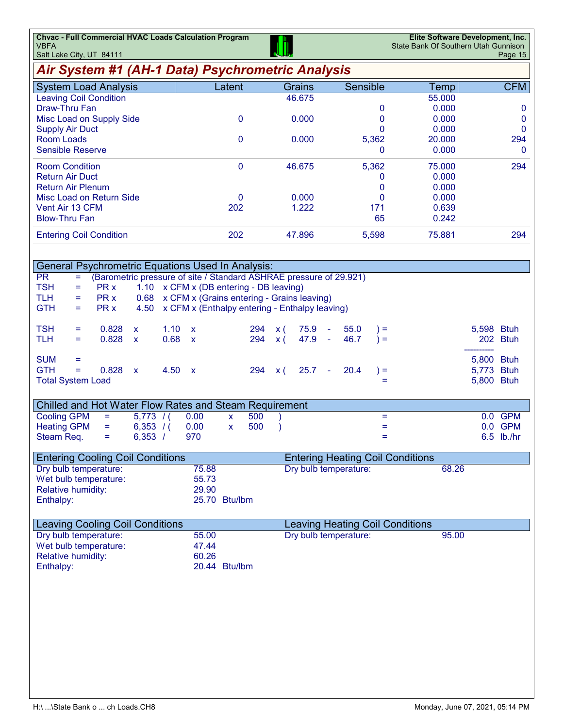# Air System #1 (AH-1 Data) Psychrometric Analysis

| System Load Analysis | Latent | Grains | Sensible | Temp | CFM |
|---|---|---|---|---|---|
| Leaving Coil Condition | | 46.675 | | 55.000 | |
| Draw-Thru Fan | | | 0 | 0.000 | 0 |
| Misc Load on Supply Side | 0 | 0.000 | 0 | 0.000 | 0 |
| Supply Air Duct | | | 0 | 0.000 | 0 |
| Room Loads | 0 | 0.000 | 5,362 | 20.000 | 294 |
| Sensible Reserve | | | 0 | 0.000 | 0 |
| Room Condition | 0 | 46.675 | 5,362 | 75.000 | 294 |
| Return Air Duct | | | 0 | 0.000 | |
| Return Air Plenum | | | 0 | 0.000 | |
| Misc Load on Return Side | 0 | 0.000 | 0 | 0.000 | |
| Vent Air 13 CFM | 202 | 1.222 | 171 | 0.639 | |
| Blow-Thru Fan | | | 65 | 0.242 | |
| Entering Coil Condition | 202 | 47.896 | 5,598 | 75.881 | 294 |

## General Psychrometric Equations Used In Analysis:

PR = (Barometric pressure of site / Standard ASHRAE pressure of 29.921)

TSH = PR x 1.10 x CFM x (DB entering - DB leaving)

TLH = PR x 0.68 x CFM x (Grains entering - Grains leaving)

GTH = PR x 4.50 x CFM x (Enthalpy entering - Enthalpy leaving)

TSH = 0.828 x 1.10 x 294 x ( 75.9 - 55.0 ) = 5,598 Btuh

TLH = 0.828 x 0.68 x 294 x ( 47.9 - 46.7 ) = 202 Btuh

SUM = 5,800 Btuh

GTH = 0.828 x 4.50 x 294 x ( 25.7 - 20.4 ) = 5,773 Btuh

Total System Load = 5,800 Btuh

## Chilled and Hot Water Flow Rates and Steam Requirement

Cooling GPM = 5,773 / ( 0.00 x 500 ) = 0.0 GPM

Heating GPM = 6,353 / ( 0.00 x 500 ) = 0.0 GPM

Steam Req. = 6,353 / 970 = 6.5 lb./hr

## Entering Cooling Coil Conditions

| | |
|---|---|
| Dry bulb temperature: | 75.88 |
| Wet bulb temperature: | 55.73 |
| Relative humidity: | 29.90 |
| Enthalpy: | 25.70 Btu/lbm |

## Entering Heating Coil Conditions

| | |
|---|---|
| Dry bulb temperature: | 68.26 |

## Leaving Cooling Coil Conditions

| | |
|---|---|
| Dry bulb temperature: | 55.00 |
| Wet bulb temperature: | 47.44 |
| Relative humidity: | 60.26 |
| Enthalpy: | 20.44 Btu/lbm |

## Leaving Heating Coil Conditions

| | |
|---|---|
| Dry bulb temperature: | 95.00 |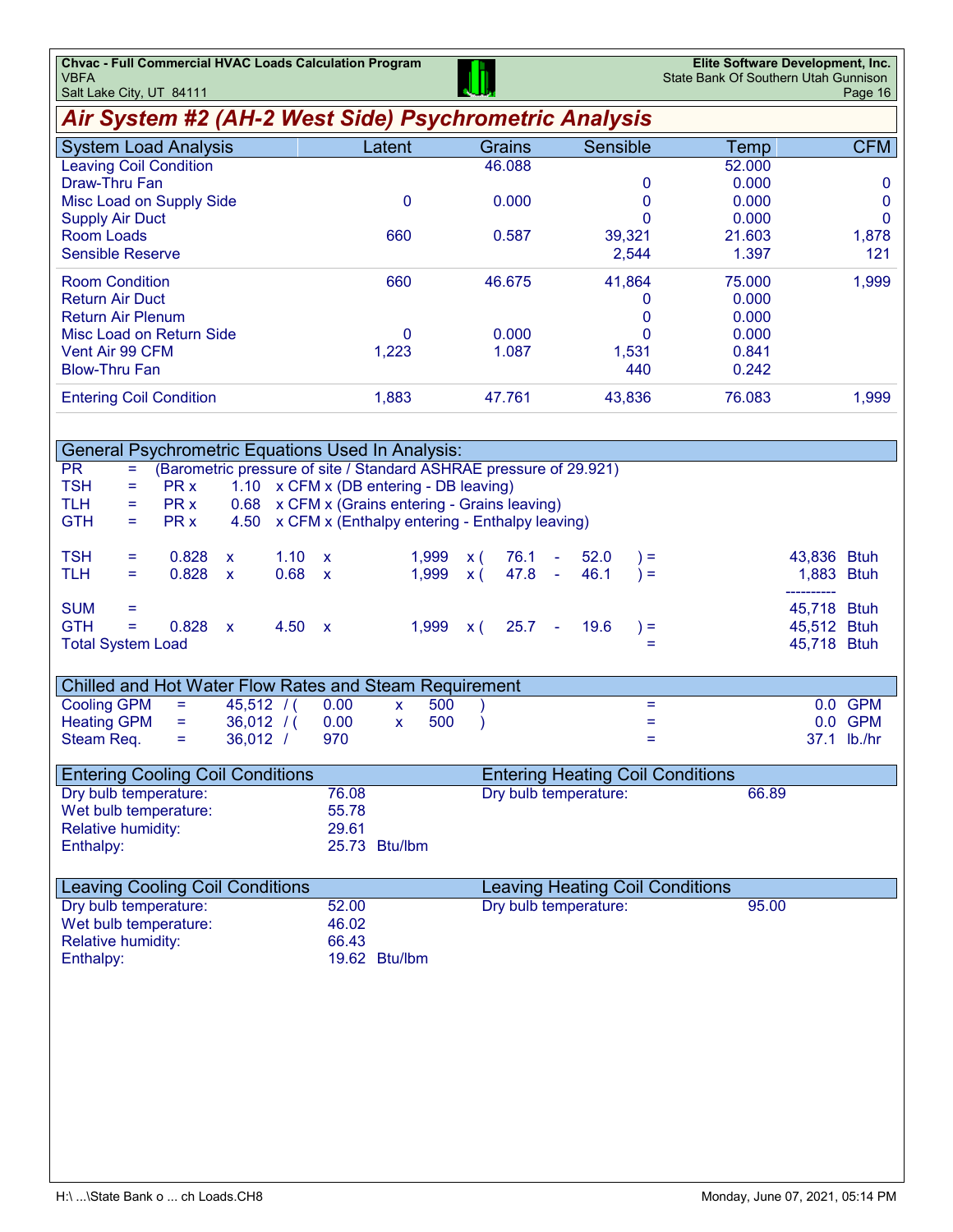## Air System #2 (AH-2 West Side) Psychrometric Analysis

| System Load Analysis | Latent | Grains | Sensible | Temp | CFM |
|---|---|---|---|---|---|
| Leaving Coil Condition | | 46.088 | | 52.000 | |
| Draw-Thru Fan | | | 0 | 0.000 | 0 |
| Misc Load on Supply Side | 0 | 0.000 | 0 | 0.000 | 0 |
| Supply Air Duct | | | 0 | 0.000 | 0 |
| Room Loads | 660 | 0.587 | 39,321 | 21.603 | 1,878 |
| Sensible Reserve | | | 2,544 | 1.397 | 121 |
| Room Condition | 660 | 46.675 | 41,864 | 75.000 | 1,999 |
| Return Air Duct | | | 0 | 0.000 | |
| Return Air Plenum | | | 0 | 0.000 | |
| Misc Load on Return Side | 0 | 0.000 | 0 | 0.000 | |
| Vent Air 99 CFM | 1,223 | 1.087 | 1,531 | 0.841 | |
| Blow-Thru Fan | | | 440 | 0.242 | |
| Entering Coil Condition | 1,883 | 47.761 | 43,836 | 76.083 | 1,999 |

### General Psychrometric Equations Used In Analysis:

PR = (Barometric pressure of site / Standard ASHRAE pressure of 29.921)
TSH = PR x 1.10 x CFM x (DB entering - DB leaving)
TLH = PR x 0.68 x CFM x (Grains entering - Grains leaving)
GTH = PR x 4.50 x CFM x (Enthalpy entering - Enthalpy leaving)

TSH = 0.828 x 1.10 x 1,999 x ( 76.1 - 52.0 ) = 43,836 Btuh
TLH = 0.828 x 0.68 x 1,999 x ( 47.8 - 46.1 ) = 1,883 Btuh
----------
SUM = 45,718 Btuh
GTH = 0.828 x 4.50 x 1,999 x ( 25.7 - 19.6 ) = 45,512 Btuh
Total System Load = 45,718 Btuh

### Chilled and Hot Water Flow Rates and Steam Requirement

Cooling GPM = 45,512 / ( 0.00 x 500 ) = 0.0 GPM
Heating GPM = 36,012 / ( 0.00 x 500 ) = 0.0 GPM
Steam Req. = 36,012 / 970 = 37.1 lb./hr

| Entering Cooling Coil Conditions | | Entering Heating Coil Conditions | |
|---|---|---|---|
| Dry bulb temperature: | 76.08 | Dry bulb temperature: | 66.89 |
| Wet bulb temperature: | 55.78 | | |
| Relative humidity: | 29.61 | | |
| Enthalpy: | 25.73 Btu/lbm | | |

| Leaving Cooling Coil Conditions | | Leaving Heating Coil Conditions | |
|---|---|---|---|
| Dry bulb temperature: | 52.00 | Dry bulb temperature: | 95.00 |
| Wet bulb temperature: | 46.02 | | |
| Relative humidity: | 66.43 | | |
| Enthalpy: | 19.62 Btu/lbm | | |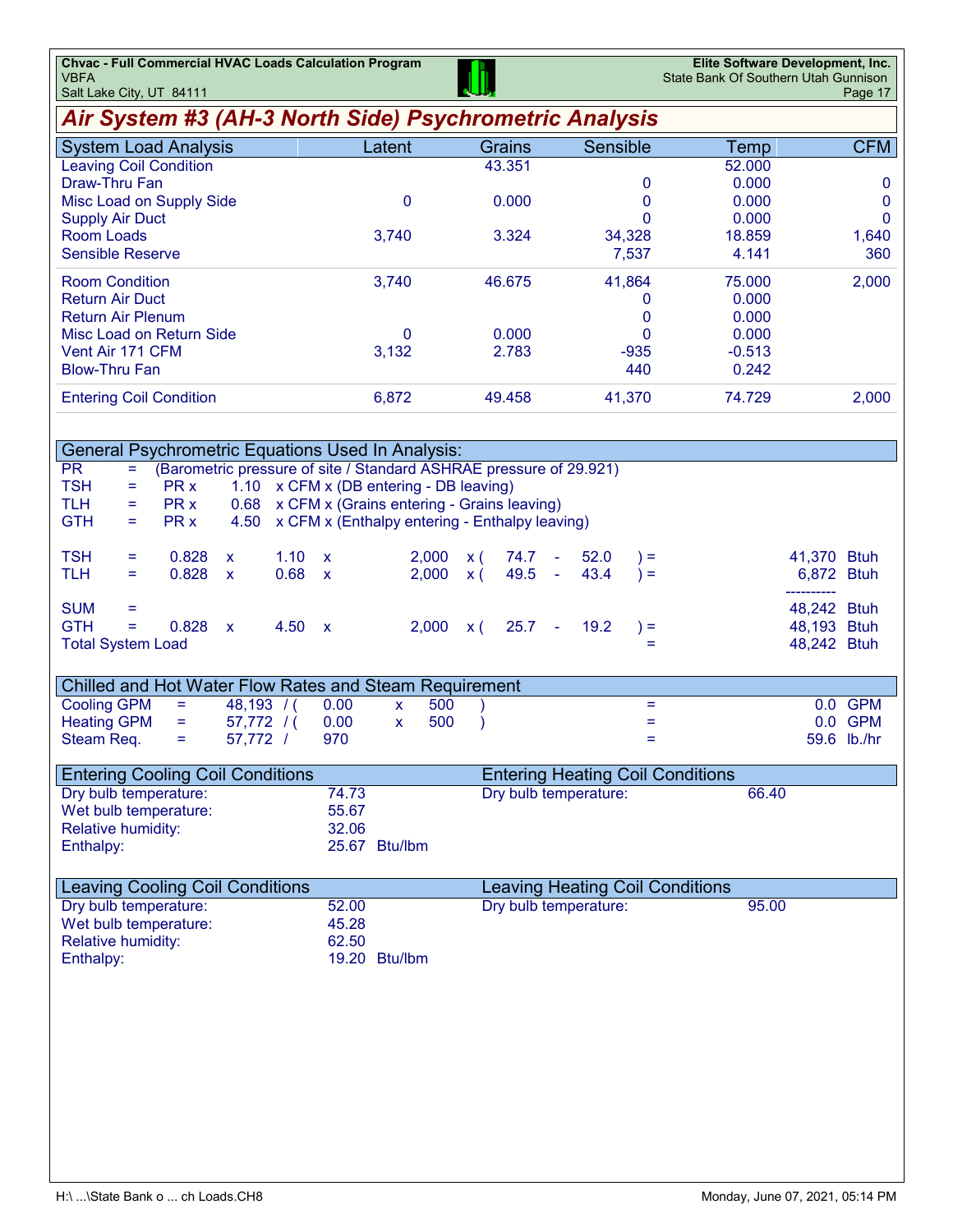## Air System #3 (AH-3 North Side) Psychrometric Analysis

| System Load Analysis | Latent | Grains | Sensible | Temp | CFM |
|---|---|---|---|---|---|
| Leaving Coil Condition | | 43.351 | | 52.000 | |
| Draw-Thru Fan | | | 0 | 0.000 | 0 |
| Misc Load on Supply Side | 0 | 0.000 | 0 | 0.000 | 0 |
| Supply Air Duct | | | 0 | 0.000 | 0 |
| Room Loads | 3,740 | 3.324 | 34,328 | 18.859 | 1,640 |
| Sensible Reserve | | | 7,537 | 4.141 | 360 |
| Room Condition | 3,740 | 46.675 | 41,864 | 75.000 | 2,000 |
| Return Air Duct | | | 0 | 0.000 | |
| Return Air Plenum | | | 0 | 0.000 | |
| Misc Load on Return Side | 0 | 0.000 | 0 | 0.000 | |
| Vent Air 171 CFM | 3,132 | 2.783 | -935 | -0.513 | |
| Blow-Thru Fan | | | 440 | 0.242 | |
| Entering Coil Condition | 6,872 | 49.458 | 41,370 | 74.729 | 2,000 |

### General Psychrometric Equations Used In Analysis:

PR = (Barometric pressure of site / Standard ASHRAE pressure of 29.921)
TSH = PR x 1.10 x CFM x (DB entering - DB leaving)
TLH = PR x 0.68 x CFM x (Grains entering - Grains leaving)
GTH = PR x 4.50 x CFM x (Enthalpy entering - Enthalpy leaving)

TSH = 0.828 x 1.10 x 2,000 x ( 74.7 - 52.0 ) = 41,370 Btuh
TLH = 0.828 x 0.68 x 2,000 x ( 49.5 - 43.4 ) = 6,872 Btuh
SUM = 48,242 Btuh
GTH = 0.828 x 4.50 x 2,000 x ( 25.7 - 19.2 ) = 48,193 Btuh
Total System Load = 48,242 Btuh

### Chilled and Hot Water Flow Rates and Steam Requirement

Cooling GPM = 48,193 / ( 0.00 x 500 ) = 0.0 GPM
Heating GPM = 57,772 / ( 0.00 x 500 ) = 0.0 GPM
Steam Req. = 57,772 / 970 = 59.6 lb./hr

### Entering Cooling Coil Conditions

| | |
|---|---|
| Dry bulb temperature: | 74.73 |
| Wet bulb temperature: | 55.67 |
| Relative humidity: | 32.06 |
| Enthalpy: | 25.67 Btu/lbm |

### Entering Heating Coil Conditions

| | |
|---|---|
| Dry bulb temperature: | 66.40 |

### Leaving Cooling Coil Conditions

| | |
|---|---|
| Dry bulb temperature: | 52.00 |
| Wet bulb temperature: | 45.28 |
| Relative humidity: | 62.50 |
| Enthalpy: | 19.20 Btu/lbm |

### Leaving Heating Coil Conditions

| | |
|---|---|
| Dry bulb temperature: | 95.00 |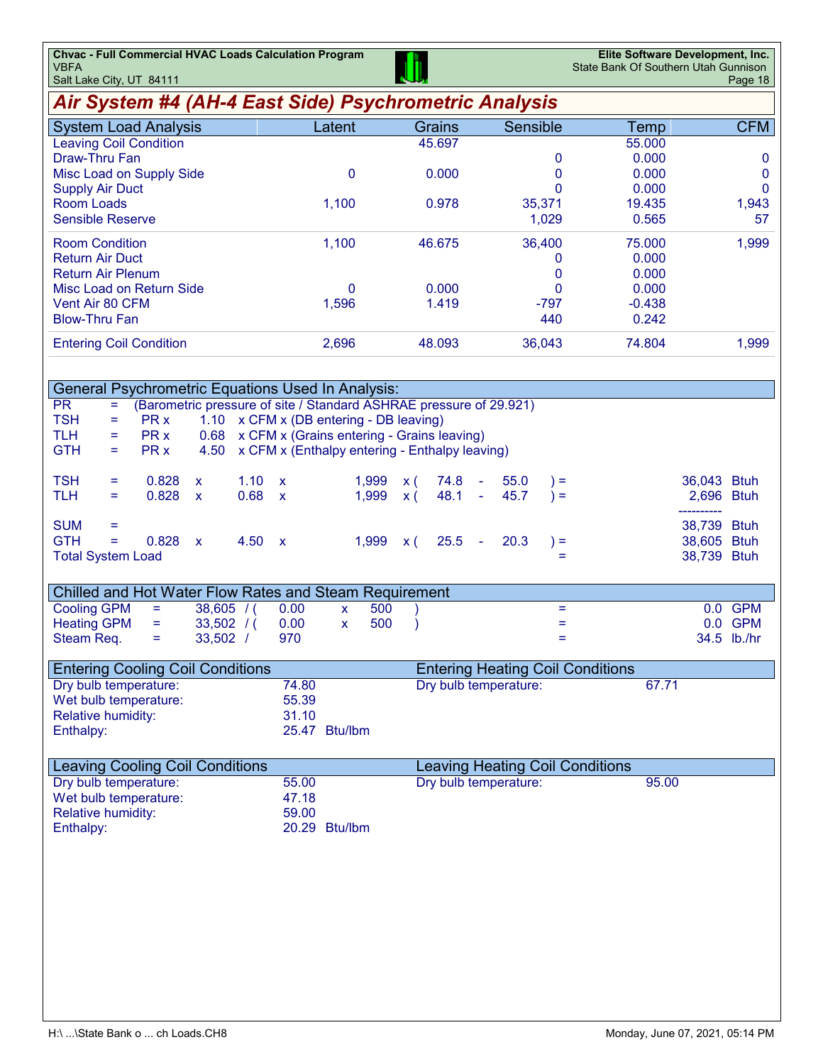# Air System #4 (AH-4 East Side) Psychrometric Analysis

| System Load Analysis | Latent | Grains | Sensible | Temp | CFM |
|---|---|---|---|---|---|
| Leaving Coil Condition | | 45.697 | | 55.000 | |
| Draw-Thru Fan | | | 0 | 0.000 | 0 |
| Misc Load on Supply Side | 0 | 0.000 | 0 | 0.000 | 0 |
| Supply Air Duct | | | 0 | 0.000 | 0 |
| Room Loads | 1,100 | 0.978 | 35,371 | 19.435 | 1,943 |
| Sensible Reserve | | | 1,029 | 0.565 | 57 |
| Room Condition | 1,100 | 46.675 | 36,400 | 75.000 | 1,999 |
| Return Air Duct | | | 0 | 0.000 | |
| Return Air Plenum | | | 0 | 0.000 | |
| Misc Load on Return Side | 0 | 0.000 | 0 | 0.000 | |
| Vent Air 80 CFM | 1,596 | 1.419 | -797 | -0.438 | |
| Blow-Thru Fan | | | 440 | 0.242 | |
| Entering Coil Condition | 2,696 | 48.093 | 36,043 | 74.804 | 1,999 |

## General Psychrometric Equations Used In Analysis:

PR = (Barometric pressure of site / Standard ASHRAE pressure of 29.921)

TSH = PR x 1.10 x CFM x (DB entering - DB leaving)

TLH = PR x 0.68 x CFM x (Grains entering - Grains leaving)

GTH = PR x 4.50 x CFM x (Enthalpy entering - Enthalpy leaving)

| | | | | | | | | | |
|---|---|---|---|---|---|---|---|---|---|
| TSH | = | 0.828 | x | 1.10 | x | 1,999 | x ( 74.8 - 55.0 ) = | 36,043 | Btuh |
| TLH | = | 0.828 | x | 0.68 | x | 1,999 | x ( 48.1 - 45.7 ) = | 2,696 | Btuh |
| | | | | | | | | ---------- | |
| SUM | = | | | | | | | 38,739 | Btuh |
| GTH | = | 0.828 | x | 4.50 | x | 1,999 | x ( 25.5 - 20.3 ) = | 38,605 | Btuh |
| Total System Load | | | | | | | = | 38,739 | Btuh |

## Chilled and Hot Water Flow Rates and Steam Requirement

| | | | | |
|---|---|---|---|---|
| Cooling GPM | = | 38,605 / ( 0.00 x 500 ) | = | 0.0 GPM |
| Heating GPM | = | 33,502 / ( 0.00 x 500 ) | = | 0.0 GPM |
| Steam Req. | = | 33,502 / 970 | = | 34.5 lb./hr |

## Entering Cooling Coil Conditions

| | |
|---|---|
| Dry bulb temperature: | 74.80 |
| Wet bulb temperature: | 55.39 |
| Relative humidity: | 31.10 |
| Enthalpy: | 25.47 Btu/lbm |

## Entering Heating Coil Conditions

| | |
|---|---|
| Dry bulb temperature: | 67.71 |

## Leaving Cooling Coil Conditions

| | |
|---|---|
| Dry bulb temperature: | 55.00 |
| Wet bulb temperature: | 47.18 |
| Relative humidity: | 59.00 |
| Enthalpy: | 20.29 Btu/lbm |

## Leaving Heating Coil Conditions

| | |
|---|---|
| Dry bulb temperature: | 95.00 |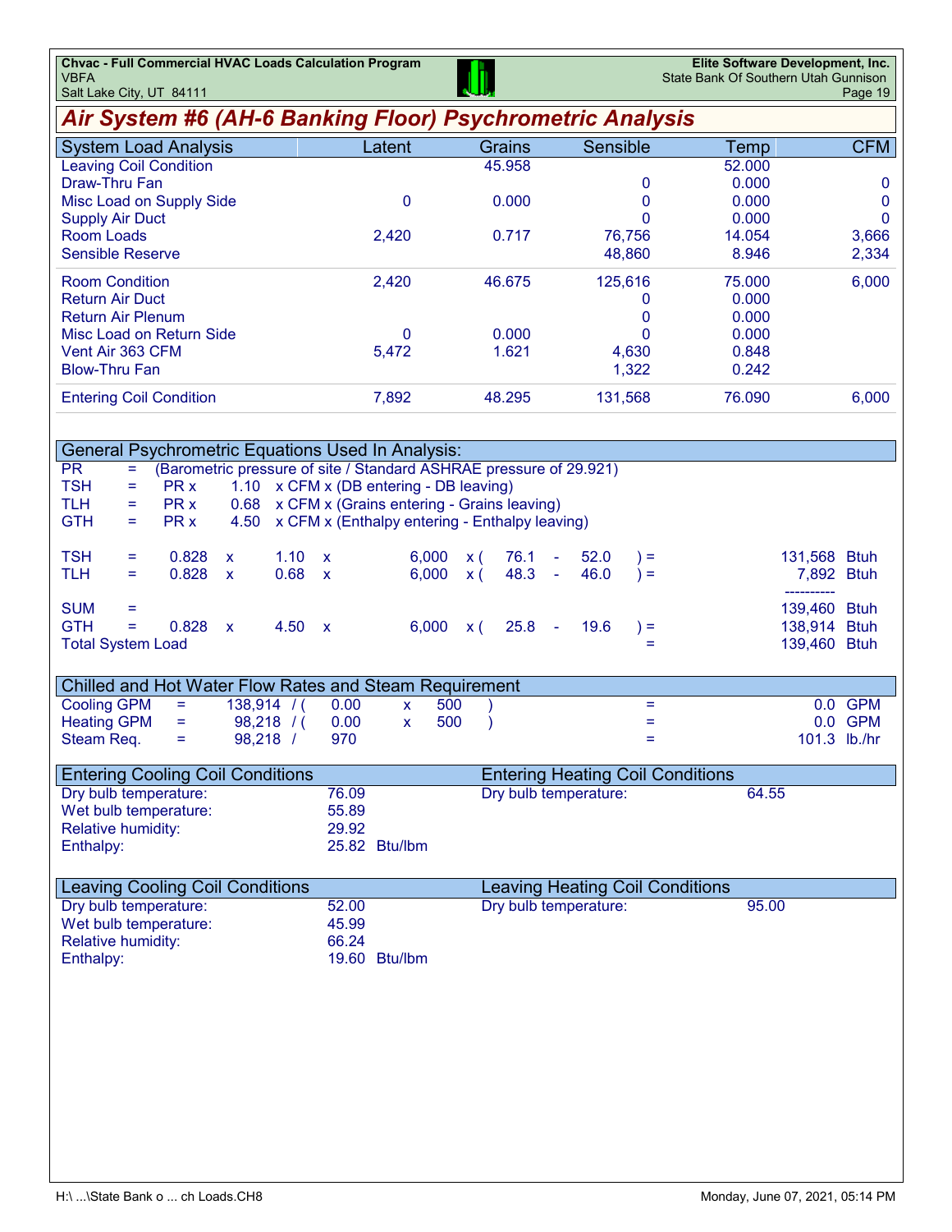# Air System #6 (AH-6 Banking Floor) Psychrometric Analysis

| System Load Analysis | Latent | Grains | Sensible | Temp | CFM |
|---|---|---|---|---|---|
| Leaving Coil Condition | | 45.958 | | 52.000 | |
| Draw-Thru Fan | | | 0 | 0.000 | 0 |
| Misc Load on Supply Side | 0 | 0.000 | 0 | 0.000 | 0 |
| Supply Air Duct | | | 0 | 0.000 | 0 |
| Room Loads | 2,420 | 0.717 | 76,756 | 14.054 | 3,666 |
| Sensible Reserve | | | 48,860 | 8.946 | 2,334 |
| Room Condition | 2,420 | 46.675 | 125,616 | 75.000 | 6,000 |
| Return Air Duct | | | 0 | 0.000 | |
| Return Air Plenum | | | 0 | 0.000 | |
| Misc Load on Return Side | 0 | 0.000 | 0 | 0.000 | |
| Vent Air 363 CFM | 5,472 | 1.621 | 4,630 | 0.848 | |
| Blow-Thru Fan | | | 1,322 | 0.242 | |
| Entering Coil Condition | 7,892 | 48.295 | 131,568 | 76.090 | 6,000 |

## General Psychrometric Equations Used In Analysis:

PR = (Barometric pressure of site / Standard ASHRAE pressure of 29.921)
TSH = PR x 1.10 x CFM x (DB entering - DB leaving)
TLH = PR x 0.68 x CFM x (Grains entering - Grains leaving)
GTH = PR x 4.50 x CFM x (Enthalpy entering - Enthalpy leaving)

TSH = 0.828 x 1.10 x 6,000 x ( 76.1 - 52.0 ) = 131,568 Btuh
TLH = 0.828 x 0.68 x 6,000 x ( 48.3 - 46.0 ) = 7,892 Btuh
----------
SUM = 139,460 Btuh
GTH = 0.828 x 4.50 x 6,000 x ( 25.8 - 19.6 ) = 138,914 Btuh
Total System Load = 139,460 Btuh

## Chilled and Hot Water Flow Rates and Steam Requirement

Cooling GPM = 138,914 / ( 0.00 x 500 ) = 0.0 GPM
Heating GPM = 98,218 / ( 0.00 x 500 ) = 0.0 GPM
Steam Req. = 98,218 / 970 = 101.3 lb./hr

## Entering Cooling Coil Conditions

Dry bulb temperature: 76.09
Wet bulb temperature: 55.89
Relative humidity: 29.92
Enthalpy: 25.82 Btu/lbm

## Entering Heating Coil Conditions

Dry bulb temperature: 64.55

## Leaving Cooling Coil Conditions

Dry bulb temperature: 52.00
Wet bulb temperature: 45.99
Relative humidity: 66.24
Enthalpy: 19.60 Btu/lbm

## Leaving Heating Coil Conditions

Dry bulb temperature: 95.00